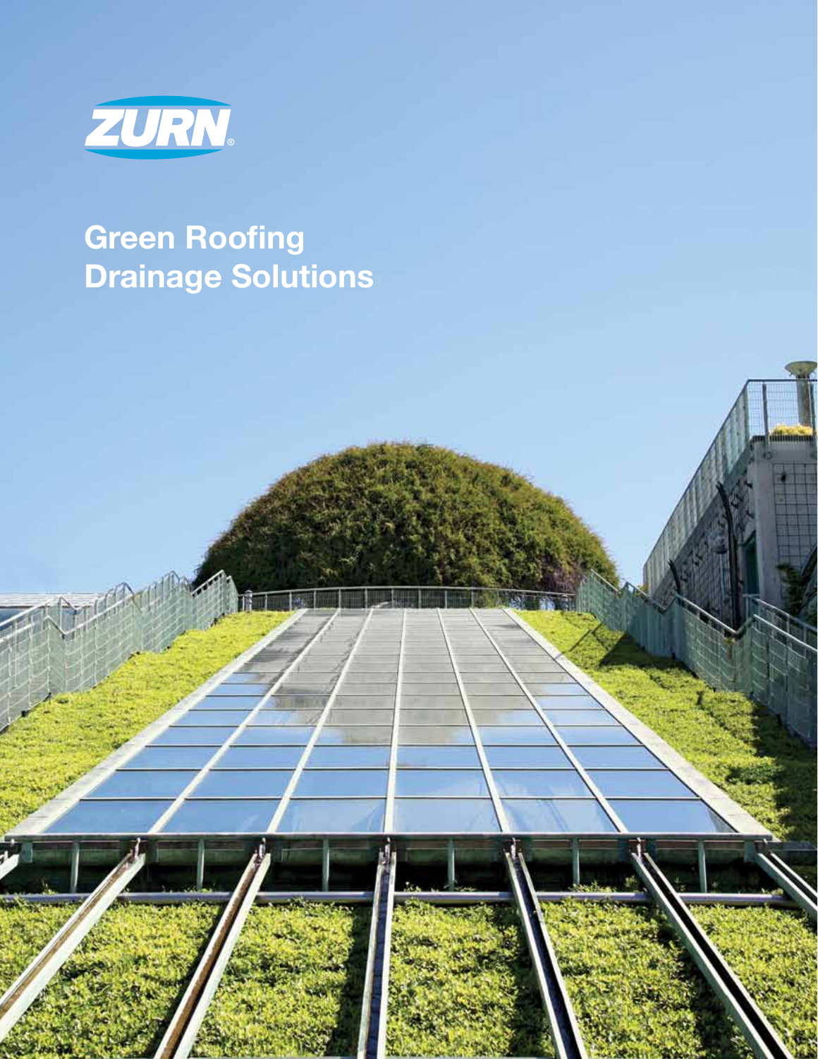ZURN®

# Green Roofing Drainage Solutions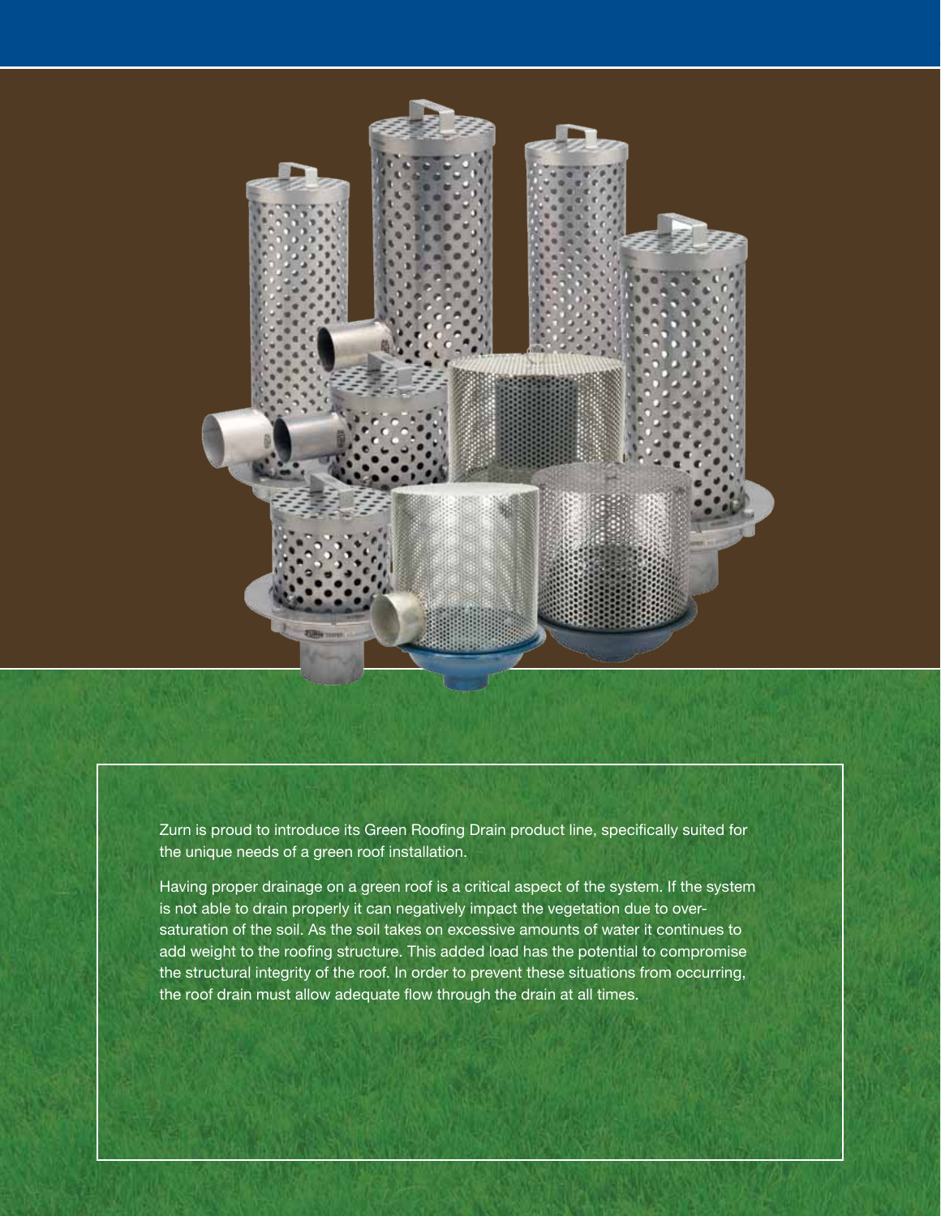Zurn is proud to introduce its Green Roofing Drain product line, specifically suited for the unique needs of a green roof installation.

Having proper drainage on a green roof is a critical aspect of the system. If the system is not able to drain properly it can negatively impact the vegetation due to over-saturation of the soil. As the soil takes on excessive amounts of water it continues to add weight to the roofing structure. This added load has the potential to compromise the structural integrity of the roof. In order to prevent these situations from occurring, the roof drain must allow adequate flow through the drain at all times.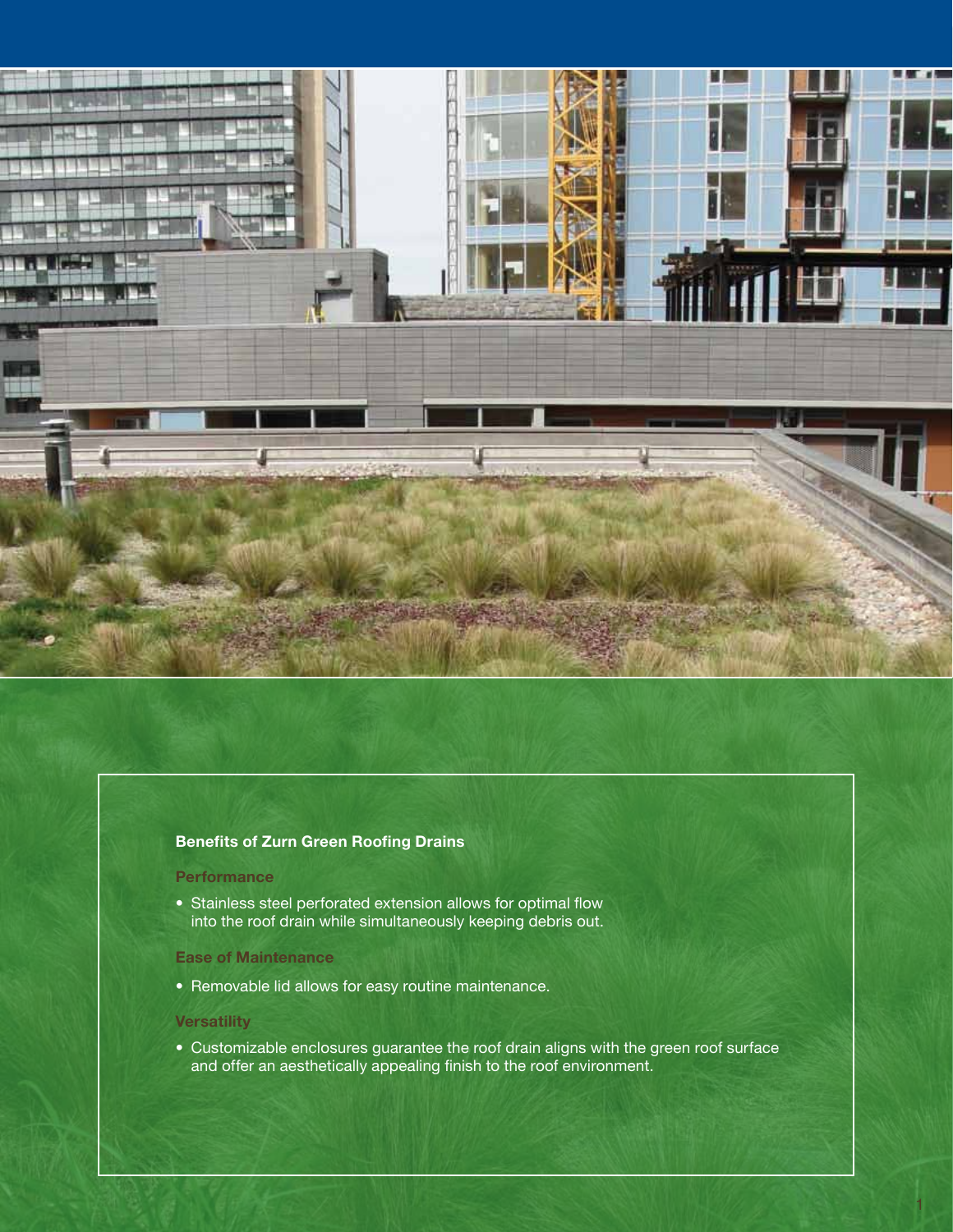**Benefits of Zurn Green Roofing Drains**

**Performance**

- Stainless steel perforated extension allows for optimal flow into the roof drain while simultaneously keeping debris out.

**Ease of Maintenance**

- Removable lid allows for easy routine maintenance.

**Versatility**

- Customizable enclosures guarantee the roof drain aligns with the green roof surface and offer an aesthetically appealing finish to the roof environment.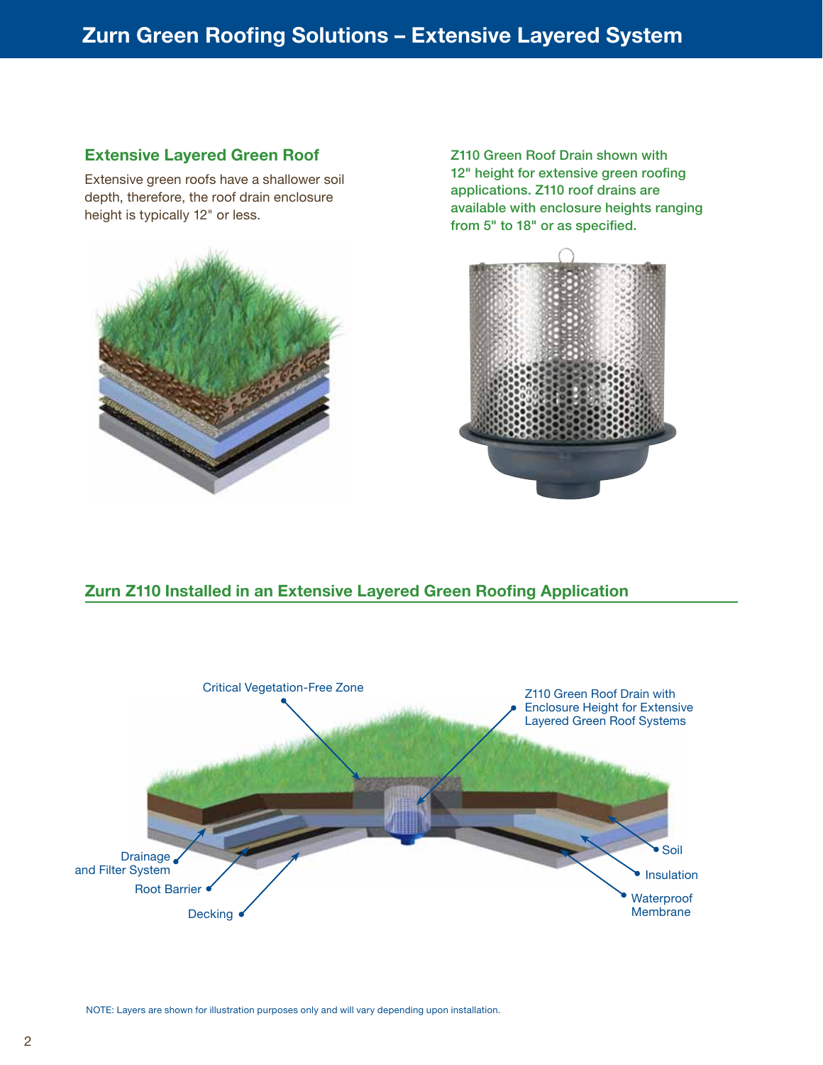# Zurn Green Roofing Solutions – Extensive Layered System

## Extensive Layered Green Roof

Extensive green roofs have a shallower soil depth, therefore, the roof drain enclosure height is typically 12" or less.

**Z110 Green Roof Drain shown with 12" height for extensive green roofing applications. Z110 roof drains are available with enclosure heights ranging from 5" to 18" or as specified.**

## Zurn Z110 Installed in an Extensive Layered Green Roofing Application

Critical Vegetation-Free Zone

Z110 Green Roof Drain with Enclosure Height for Extensive Layered Green Roof Systems

Drainage and Filter System

Root Barrier

Decking

Soil

Insulation

Waterproof Membrane

NOTE: Layers are shown for illustration purposes only and will vary depending upon installation.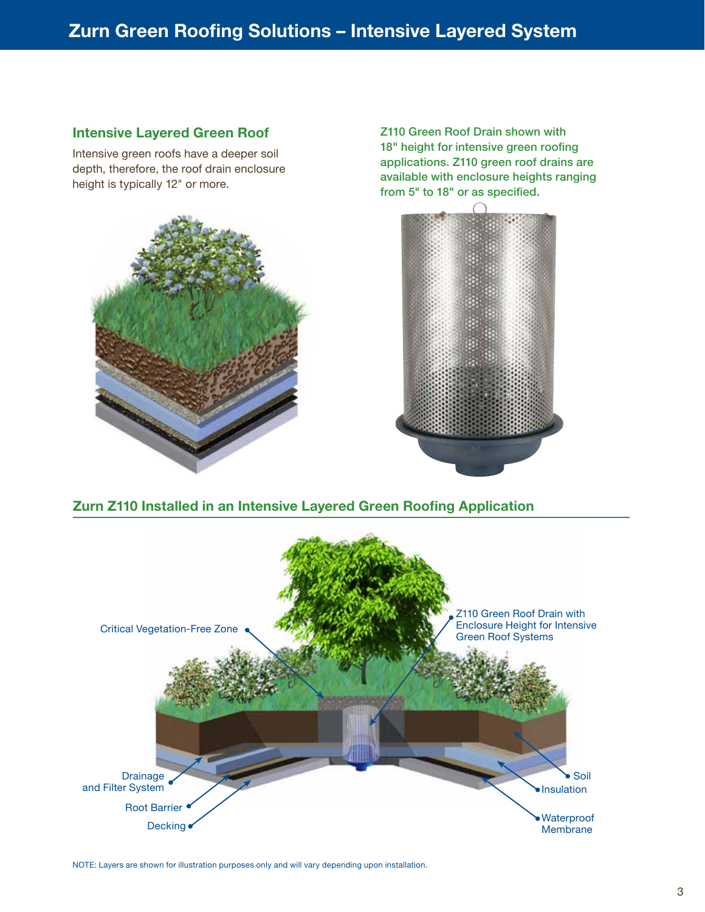# Zurn Green Roofing Solutions – Intensive Layered System

## Intensive Layered Green Roof

Intensive green roofs have a deeper soil depth, therefore, the roof drain enclosure height is typically 12" or more.

Z110 Green Roof Drain shown with 18" height for intensive green roofing applications. Z110 green roof drains are available with enclosure heights ranging from 5" to 18" or as specified.

## Zurn Z110 Installed in an Intensive Layered Green Roofing Application

Critical Vegetation-Free Zone

Z110 Green Roof Drain with Enclosure Height for Intensive Green Roof Systems

Drainage and Filter System

Root Barrier

Decking

Soil

Insulation

Waterproof Membrane

NOTE: Layers are shown for illustration purposes only and will vary depending upon installation.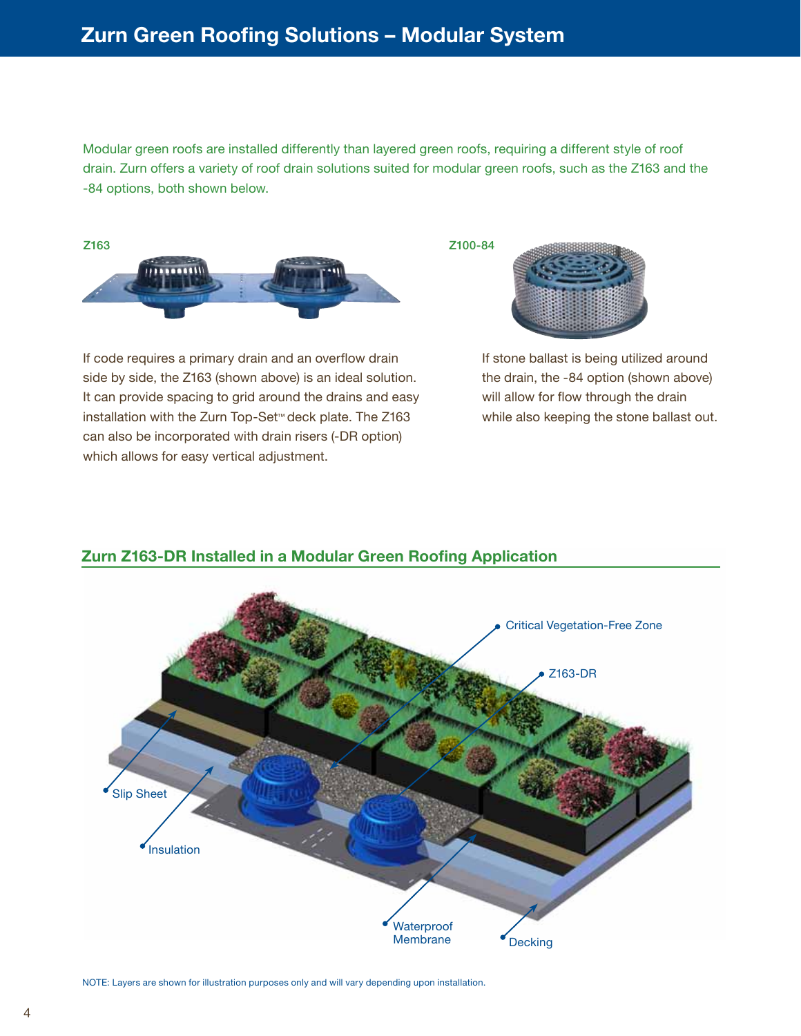# Zurn Green Roofing Solutions – Modular System

Modular green roofs are installed differently than layered green roofs, requiring a different style of roof drain. Zurn offers a variety of roof drain solutions suited for modular green roofs, such as the Z163 and the -84 options, both shown below.

**Z163**

If code requires a primary drain and an overflow drain side by side, the Z163 (shown above) is an ideal solution. It can provide spacing to grid around the drains and easy installation with the Zurn Top-Set™ deck plate. The Z163 can also be incorporated with drain risers (-DR option) which allows for easy vertical adjustment.

**Z100-84**

If stone ballast is being utilized around the drain, the -84 option (shown above) will allow for flow through the drain while also keeping the stone ballast out.

## Zurn Z163-DR Installed in a Modular Green Roofing Application

Critical Vegetation-Free Zone

Z163-DR

Slip Sheet

Insulation

Waterproof Membrane

Decking

NOTE: Layers are shown for illustration purposes only and will vary depending upon installation.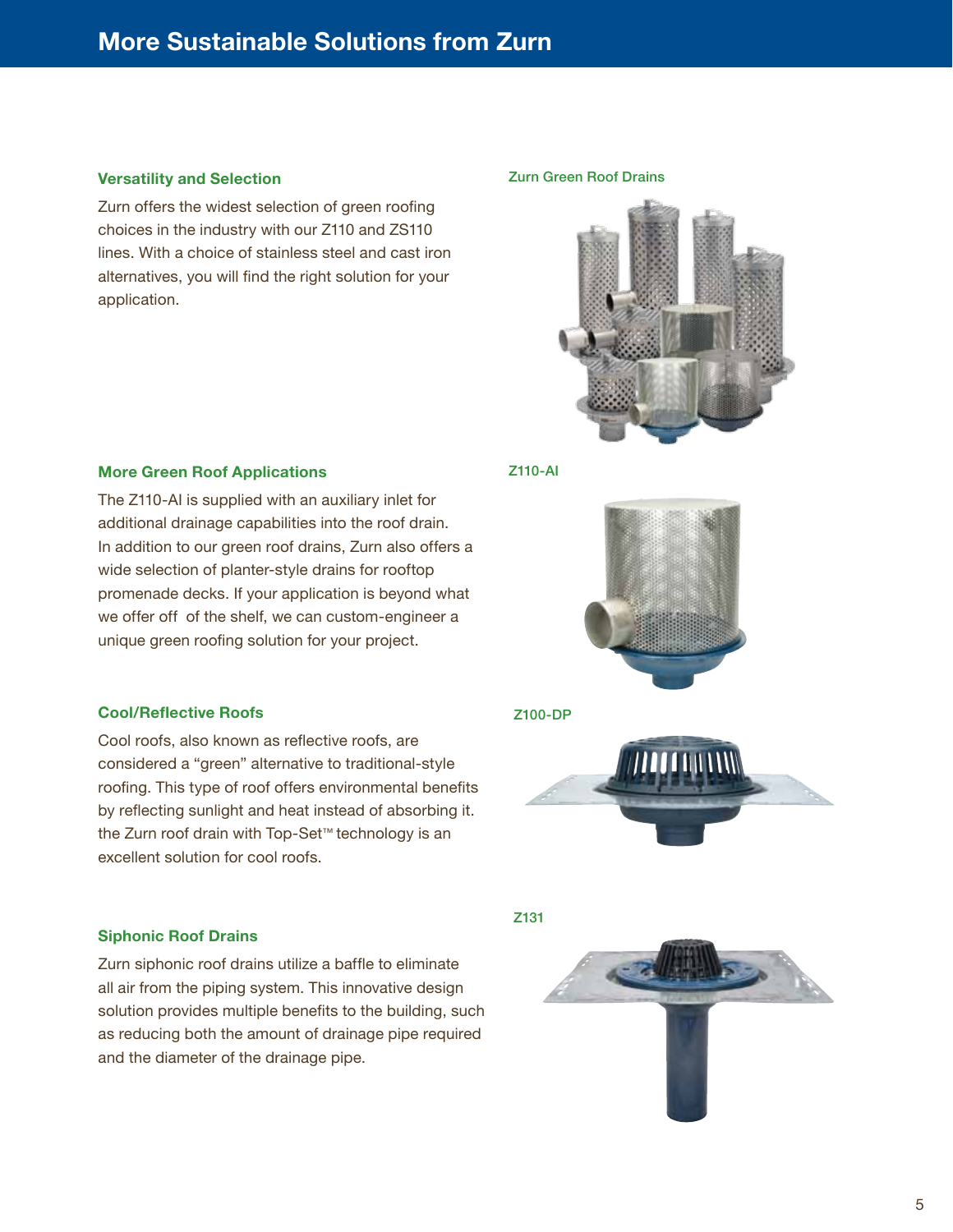# More Sustainable Solutions from Zurn

### Versatility and Selection

Zurn offers the widest selection of green roofing choices in the industry with our Z110 and ZS110 lines. With a choice of stainless steel and cast iron alternatives, you will find the right solution for your application.

Zurn Green Roof Drains

### More Green Roof Applications

The Z110-AI is supplied with an auxiliary inlet for additional drainage capabilities into the roof drain. In addition to our green roof drains, Zurn also offers a wide selection of planter-style drains for rooftop promenade decks. If your application is beyond what we offer off of the shelf, we can custom-engineer a unique green roofing solution for your project.

Z110-AI

### Cool/Reflective Roofs

Cool roofs, also known as reflective roofs, are considered a "green" alternative to traditional-style roofing. This type of roof offers environmental benefits by reflecting sunlight and heat instead of absorbing it. the Zurn roof drain with Top-Set™ technology is an excellent solution for cool roofs.

Z100-DP

### Siphonic Roof Drains

Zurn siphonic roof drains utilize a baffle to eliminate all air from the piping system. This innovative design solution provides multiple benefits to the building, such as reducing both the amount of drainage pipe required and the diameter of the drainage pipe.

Z131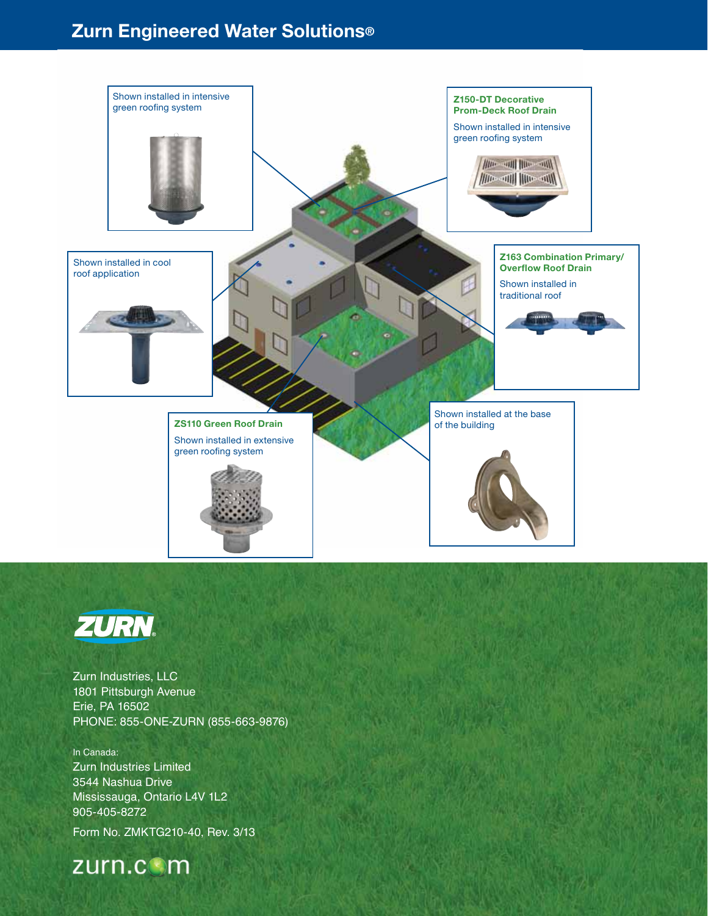## Zurn Engineered Water Solutions®

Shown installed in intensive green roofing system

**Z150-DT Decorative Prom-Deck Roof Drain**

Shown installed in intensive green roofing system

Shown installed in cool roof application

**Z163 Combination Primary/ Overflow Roof Drain**

Shown installed in traditional roof

**ZS110 Green Roof Drain**

Shown installed in extensive green roofing system

Shown installed at the base of the building

ZURN

Zurn Industries, LLC
1801 Pittsburgh Avenue
Erie, PA 16502
PHONE: 855-ONE-ZURN (855-663-9876)

In Canada:
Zurn Industries Limited
3544 Nashua Drive
Mississauga, Ontario L4V 1L2
905-405-8272

Form No. ZMKTG210-40, Rev. 3/13

zurn.com